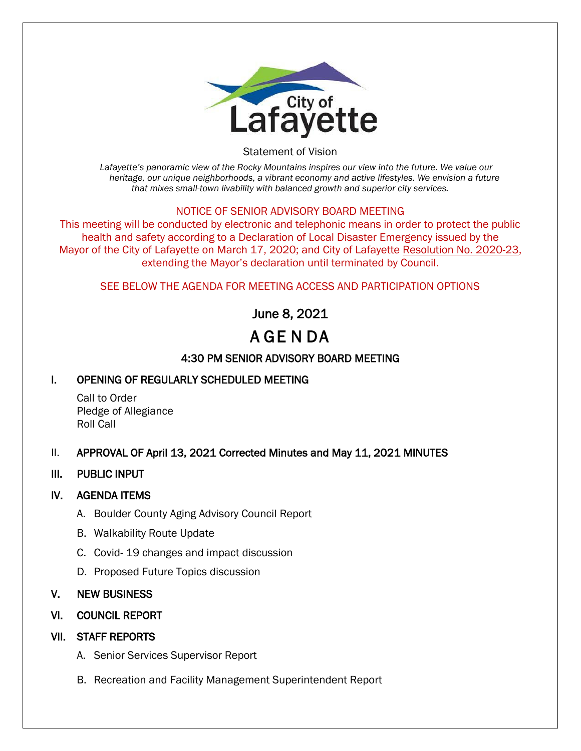City of Lafayette

Statement of Vision

*Lafayette's panoramic view of the Rocky Mountains inspires our view into the future. We value our heritage, our unique neighborhoods, a vibrant economy and active lifestyles. We envision a future that mixes small-town livability with balanced growth and superior city services.*

NOTICE OF SENIOR ADVISORY BOARD MEETING

This meeting will be conducted by electronic and telephonic means in order to protect the public health and safety according to a Declaration of Local Disaster Emergency issued by the Mayor of the City of Lafayette on March 17, 2020; and City of Lafayette Resolution No. 2020-23, extending the Mayor's declaration until terminated by Council.

SEE BELOW THE AGENDA FOR MEETING ACCESS AND PARTICIPATION OPTIONS

## June 8, 2021

# AGENDA

## 4:30 PM SENIOR ADVISORY BOARD MEETING

### I. OPENING OF REGULARLY SCHEDULED MEETING

Call to Order
Pledge of Allegiance
Roll Call

### II. APPROVAL OF April 13, 2021 Corrected Minutes and May 11, 2021 MINUTES

### III. PUBLIC INPUT

### IV. AGENDA ITEMS

A. Boulder County Aging Advisory Council Report

B. Walkability Route Update

C. Covid- 19 changes and impact discussion

D. Proposed Future Topics discussion

### V. NEW BUSINESS

### VI. COUNCIL REPORT

### VII. STAFF REPORTS

A. Senior Services Supervisor Report

B. Recreation and Facility Management Superintendent Report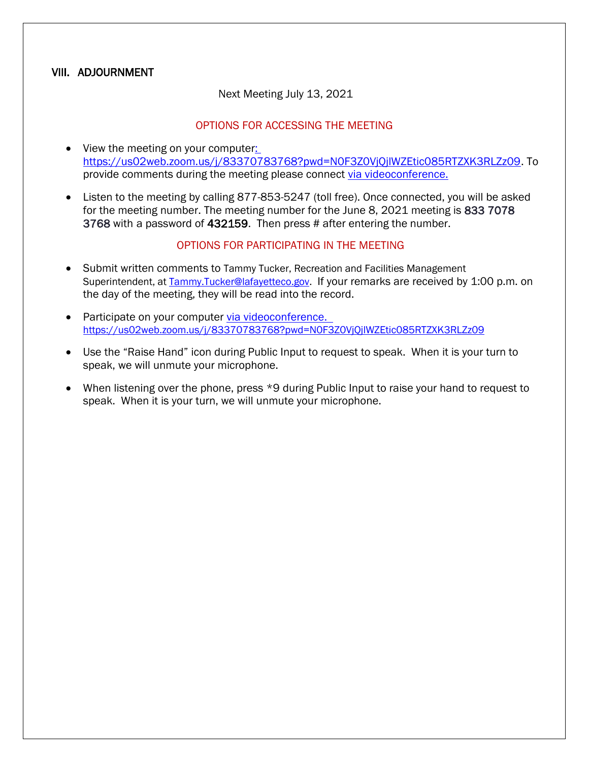## VIII. ADJOURNMENT

Next Meeting July 13, 2021

OPTIONS FOR ACCESSING THE MEETING

- View the meeting on your computer: https://us02web.zoom.us/j/83370783768?pwd=N0F3Z0VjQjlWZEtic085RTZXK3RLZz09. To provide comments during the meeting please connect via videoconference.
- Listen to the meeting by calling 877-853-5247 (toll free). Once connected, you will be asked for the meeting number. The meeting number for the June 8, 2021 meeting is **833 7078 3768** with a password of **432159**. Then press # after entering the number.

OPTIONS FOR PARTICIPATING IN THE MEETING

- Submit written comments to Tammy Tucker, Recreation and Facilities Management Superintendent, at Tammy.Tucker@lafayetteco.gov. If your remarks are received by 1:00 p.m. on the day of the meeting, they will be read into the record.
- Participate on your computer via videoconference. https://us02web.zoom.us/j/83370783768?pwd=N0F3Z0VjQjlWZEtic085RTZXK3RLZz09
- Use the “Raise Hand” icon during Public Input to request to speak. When it is your turn to speak, we will unmute your microphone.
- When listening over the phone, press *9 during Public Input to raise your hand to request to speak. When it is your turn, we will unmute your microphone.